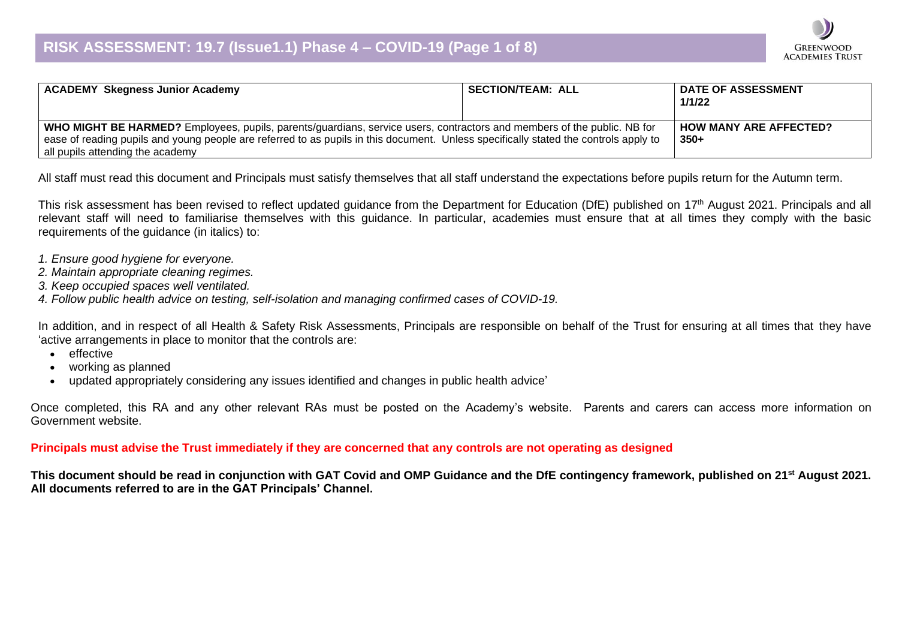# RISK ASSESSMENT: 19.7 (Issue1.1) Phase 4 – COVID-19 (Page 1 of 8)

| **ACADEMY** **Skegness Junior Academy** | **SECTION/TEAM: ALL** | **DATE OF ASSESSMENT** **1/1/22** |
|---|---|---|
| **WHO MIGHT BE HARMED?** Employees, pupils, parents/guardians, service users, contractors and members of the public. NB for ease of reading pupils and young people are referred to as pupils in this document. Unless specifically stated the controls apply to all pupils attending the academy | | **HOW MANY ARE AFFECTED?** **350+** |

All staff must read this document and Principals must satisfy themselves that all staff understand the expectations before pupils return for the Autumn term.

This risk assessment has been revised to reflect updated guidance from the Department for Education (DfE) published on 17th August 2021. Principals and all relevant staff will need to familiarise themselves with this guidance. In particular, academies must ensure that at all times they comply with the basic requirements of the guidance (in italics) to:

*1. Ensure good hygiene for everyone.*
*2. Maintain appropriate cleaning regimes.*
*3. Keep occupied spaces well ventilated.*
*4. Follow public health advice on testing, self-isolation and managing confirmed cases of COVID-19.*

In addition, and in respect of all Health & Safety Risk Assessments, Principals are responsible on behalf of the Trust for ensuring at all times that they have 'active arrangements in place to monitor that the controls are:

- effective
- working as planned
- updated appropriately considering any issues identified and changes in public health advice'

Once completed, this RA and any other relevant RAs must be posted on the Academy's website. Parents and carers can access more information on Government website.

**Principals must advise the Trust immediately if they are concerned that any controls are not operating as designed**

**This document should be read in conjunction with GAT Covid and OMP Guidance and the DfE contingency framework, published on 21st August 2021. All documents referred to are in the GAT Principals' Channel.**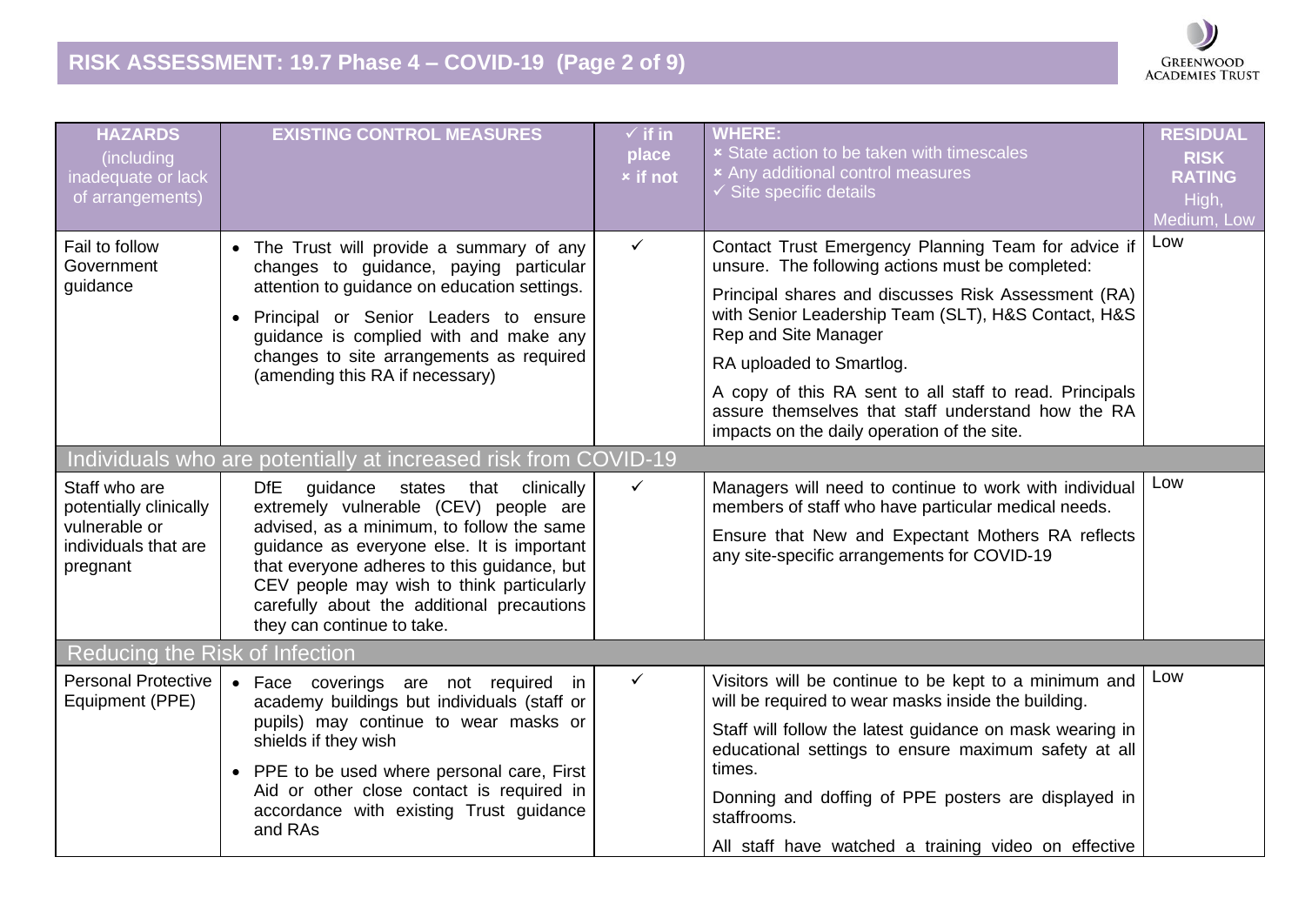| HAZARDS (including inadequate or lack of arrangements) | EXISTING CONTROL MEASURES | ✓ if in place × if not | WHERE: × State action to be taken with timescales × Any additional control measures ✓ Site specific details | RESIDUAL RISK RATING High, Medium, Low |
|---|---|---|---|---|
| Fail to follow Government guidance | • The Trust will provide a summary of any changes to guidance, paying particular attention to guidance on education settings.<br>• Principal or Senior Leaders to ensure guidance is complied with and make any changes to site arrangements as required (amending this RA if necessary) | ✓ | Contact Trust Emergency Planning Team for advice if unsure. The following actions must be completed:<br>Principal shares and discusses Risk Assessment (RA) with Senior Leadership Team (SLT), H&S Contact, H&S Rep and Site Manager<br>RA uploaded to Smartlog.<br>A copy of this RA sent to all staff to read. Principals assure themselves that staff understand how the RA impacts on the daily operation of the site. | Low |
| **Individuals who are potentially at increased risk from COVID-19** | | | | |
| Staff who are potentially clinically vulnerable or individuals that are pregnant | DfE guidance states that clinically extremely vulnerable (CEV) people are advised, as a minimum, to follow the same guidance as everyone else. It is important that everyone adheres to this guidance, but CEV people may wish to think particularly carefully about the additional precautions they can continue to take. | ✓ | Managers will need to continue to work with individual members of staff who have particular medical needs.<br>Ensure that New and Expectant Mothers RA reflects any site-specific arrangements for COVID-19 | Low |
| **Reducing the Risk of Infection** | | | | |
| Personal Protective Equipment (PPE) | • Face coverings are not required in academy buildings but individuals (staff or pupils) may continue to wear masks or shields if they wish<br>• PPE to be used where personal care, First Aid or other close contact is required in accordance with existing Trust guidance and RAs | ✓ | Visitors will be continue to be kept to a minimum and will be required to wear masks inside the building.<br>Staff will follow the latest guidance on mask wearing in educational settings to ensure maximum safety at all times.<br>Donning and doffing of PPE posters are displayed in staffrooms.<br>All staff have watched a training video on effective | Low |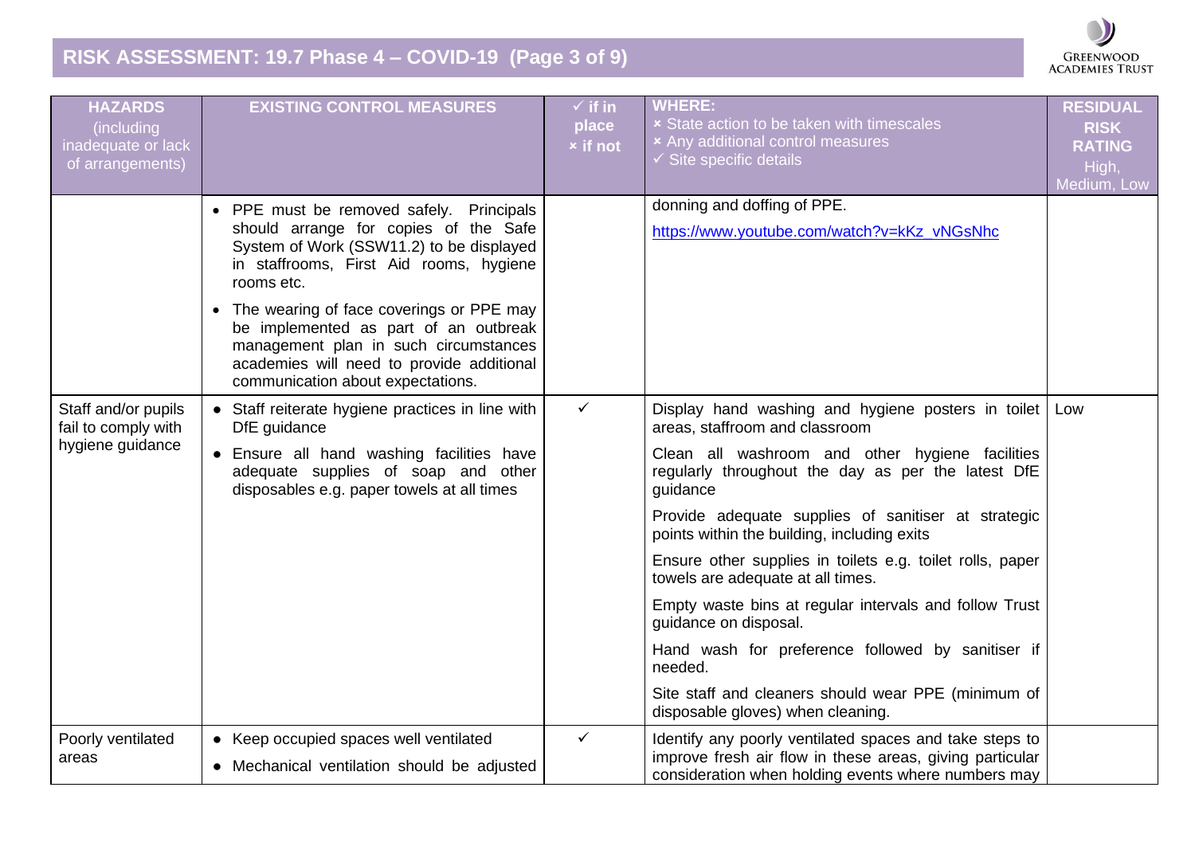| HAZARDS (including inadequate or lack of arrangements) | EXISTING CONTROL MEASURES | ✓ if in place × if not | WHERE: × State action to be taken with timescales × Any additional control measures ✓ Site specific details | RESIDUAL RISK RATING High, Medium, Low |
|---|---|---|---|---|
| | • PPE must be removed safely. Principals should arrange for copies of the Safe System of Work (SSW11.2) to be displayed in staffrooms, First Aid rooms, hygiene rooms etc.<br>• The wearing of face coverings or PPE may be implemented as part of an outbreak management plan in such circumstances academies will need to provide additional communication about expectations. | | donning and doffing of PPE.<br>https://www.youtube.com/watch?v=kKz_vNGsNhc | |
| Staff and/or pupils fail to comply with hygiene guidance | • Staff reiterate hygiene practices in line with DfE guidance<br>• Ensure all hand washing facilities have adequate supplies of soap and other disposables e.g. paper towels at all times | ✓ | Display hand washing and hygiene posters in toilet areas, staffroom and classroom<br>Clean all washroom and other hygiene facilities regularly throughout the day as per the latest DfE guidance<br>Provide adequate supplies of sanitiser at strategic points within the building, including exits<br>Ensure other supplies in toilets e.g. toilet rolls, paper towels are adequate at all times.<br>Empty waste bins at regular intervals and follow Trust guidance on disposal.<br>Hand wash for preference followed by sanitiser if needed.<br>Site staff and cleaners should wear PPE (minimum of disposable gloves) when cleaning. | Low |
| Poorly ventilated areas | • Keep occupied spaces well ventilated<br>• Mechanical ventilation should be adjusted | ✓ | Identify any poorly ventilated spaces and take steps to improve fresh air flow in these areas, giving particular consideration when holding events where numbers may | |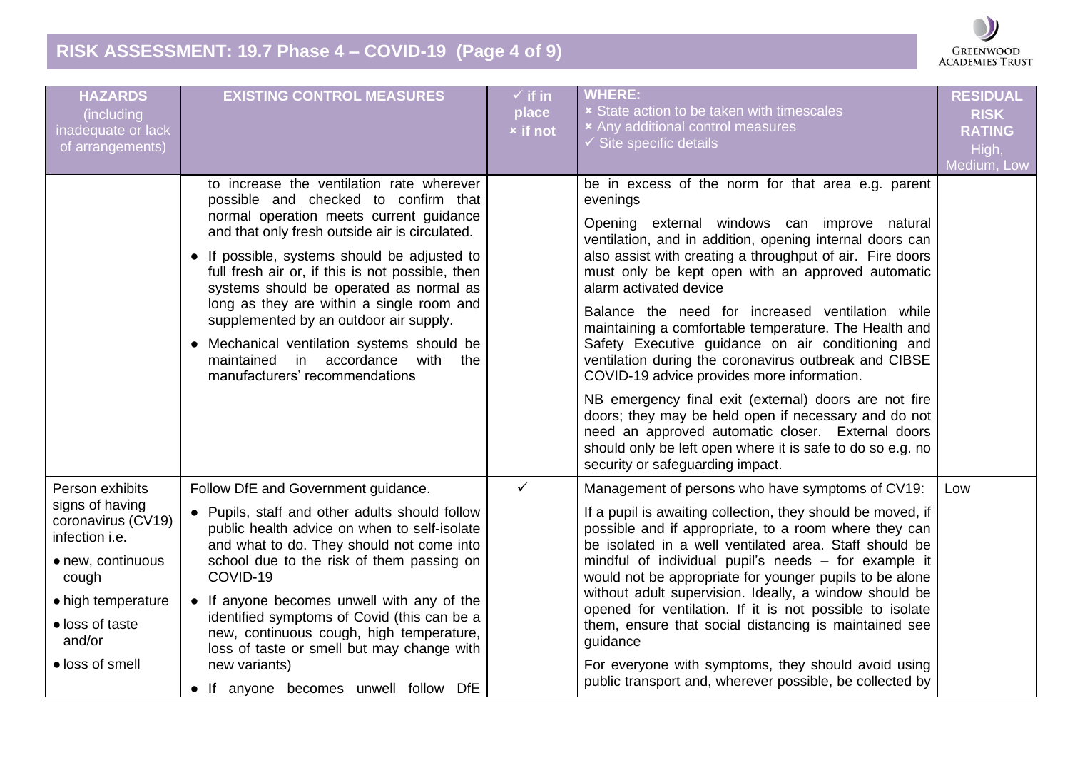| HAZARDS (including inadequate or lack of arrangements) | EXISTING CONTROL MEASURES | ✓ if in place × if not | WHERE: × State action to be taken with timescales × Any additional control measures ✓ Site specific details | RESIDUAL RISK RATING High, Medium, Low |
|---|---|---|---|---|
| | to increase the ventilation rate wherever possible and checked to confirm that normal operation meets current guidance and that only fresh outside air is circulated. <br>• If possible, systems should be adjusted to full fresh air or, if this is not possible, then systems should be operated as normal as long as they are within a single room and supplemented by an outdoor air supply. <br>• Mechanical ventilation systems should be maintained in accordance with the manufacturers' recommendations | | be in excess of the norm for that area e.g. parent evenings <br>Opening external windows can improve natural ventilation, and in addition, opening internal doors can also assist with creating a throughput of air. Fire doors must only be kept open with an approved automatic alarm activated device <br>Balance the need for increased ventilation while maintaining a comfortable temperature. The Health and Safety Executive guidance on air conditioning and ventilation during the coronavirus outbreak and CIBSE COVID-19 advice provides more information. <br>NB emergency final exit (external) doors are not fire doors; they may be held open if necessary and do not need an approved automatic closer. External doors should only be left open where it is safe to do so e.g. no security or safeguarding impact. | |
| Person exhibits signs of having coronavirus (CV19) infection i.e. <br>• new, continuous cough <br>• high temperature <br>• loss of taste and/or <br>• loss of smell | Follow DfE and Government guidance. <br>• Pupils, staff and other adults should follow public health advice on when to self-isolate and what to do. They should not come into school due to the risk of them passing on COVID-19 <br>• If anyone becomes unwell with any of the identified symptoms of Covid (this can be a new, continuous cough, high temperature, loss of taste or smell but may change with new variants) <br>• If anyone becomes unwell follow DfE | ✓ | Management of persons who have symptoms of CV19: <br>If a pupil is awaiting collection, they should be moved, if possible and if appropriate, to a room where they can be isolated in a well ventilated area. Staff should be mindful of individual pupil's needs – for example it would not be appropriate for younger pupils to be alone without adult supervision. Ideally, a window should be opened for ventilation. If it is not possible to isolate them, ensure that social distancing is maintained see guidance <br>For everyone with symptoms, they should avoid using public transport and, wherever possible, be collected by | Low |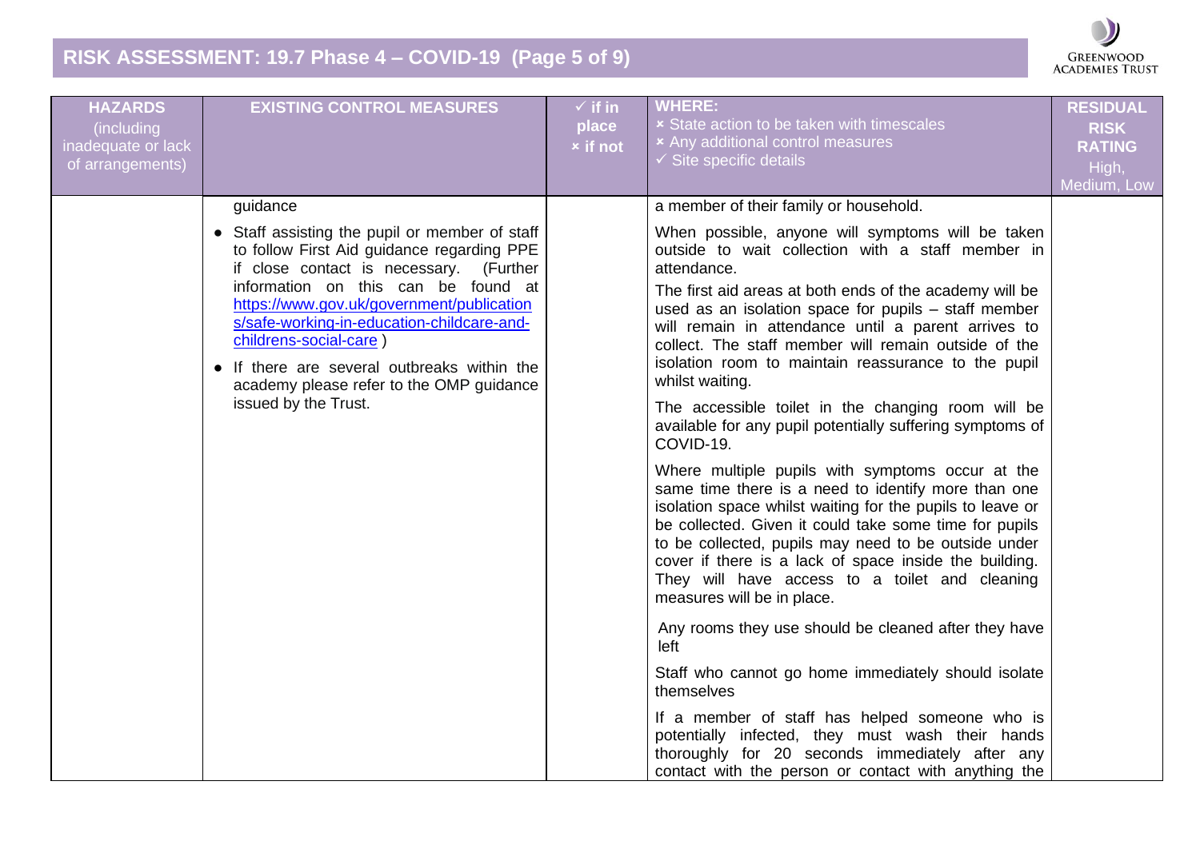| HAZARDS (including inadequate or lack of arrangements) | EXISTING CONTROL MEASURES | ✓ if in place × if not | WHERE: × State action to be taken with timescales × Any additional control measures ✓ Site specific details | RESIDUAL RISK RATING High, Medium, Low |
|---|---|---|---|---|
| | guidance<br>• Staff assisting the pupil or member of staff to follow First Aid guidance regarding PPE if close contact is necessary. (Further information on this can be found at [https://www.gov.uk/government/publications/safe-working-in-education-childcare-and-childrens-social-care](https://www.gov.uk/government/publications/safe-working-in-education-childcare-and-childrens-social-care) )<br>• If there are several outbreaks within the academy please refer to the OMP guidance issued by the Trust. | | a member of their family or household.<br><br>When possible, anyone will symptoms will be taken outside to wait collection with a staff member in attendance.<br><br>The first aid areas at both ends of the academy will be used as an isolation space for pupils – staff member will remain in attendance until a parent arrives to collect. The staff member will remain outside of the isolation room to maintain reassurance to the pupil whilst waiting.<br><br>The accessible toilet in the changing room will be available for any pupil potentially suffering symptoms of COVID-19.<br><br>Where multiple pupils with symptoms occur at the same time there is a need to identify more than one isolation space whilst waiting for the pupils to leave or be collected. Given it could take some time for pupils to be collected, pupils may need to be outside under cover if there is a lack of space inside the building. They will have access to a toilet and cleaning measures will be in place.<br><br>Any rooms they use should be cleaned after they have left<br><br>Staff who cannot go home immediately should isolate themselves<br><br>If a member of staff has helped someone who is potentially infected, they must wash their hands thoroughly for 20 seconds immediately after any contact with the person or contact with anything the | |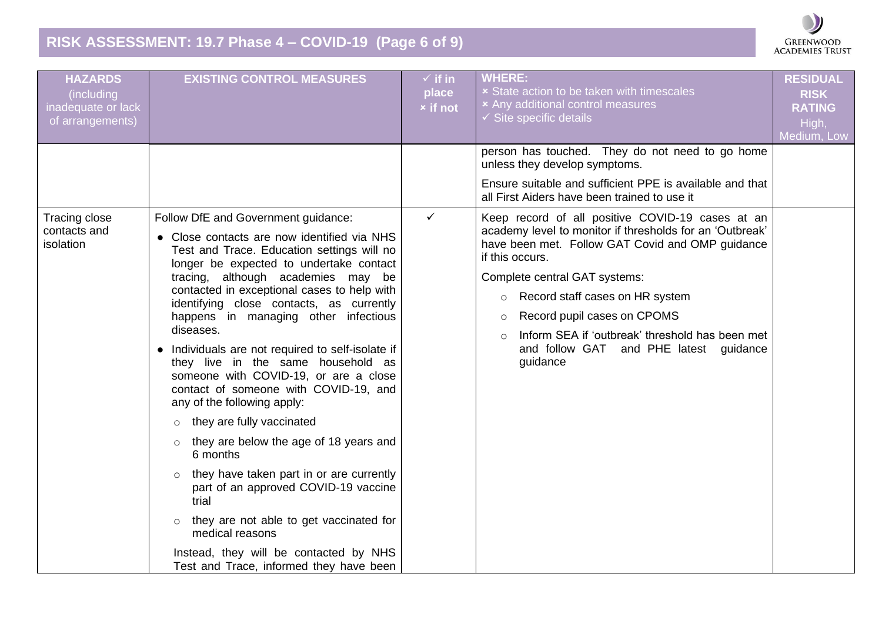| HAZARDS (including inadequate or lack of arrangements) | EXISTING CONTROL MEASURES | ✓ if in place × if not | WHERE: × State action to be taken with timescales × Any additional control measures ✓ Site specific details | RESIDUAL RISK RATING High, Medium, Low |
|---|---|---|---|---|
| | | | person has touched. They do not need to go home unless they develop symptoms.<br><br>Ensure suitable and sufficient PPE is available and that all First Aiders have been trained to use it | |
| Tracing close contacts and isolation | Follow DfE and Government guidance:<br><br>• Close contacts are now identified via NHS Test and Trace. Education settings will no longer be expected to undertake contact tracing, although academies may be contacted in exceptional cases to help with identifying close contacts, as currently happens in managing other infectious diseases.<br><br>• Individuals are not required to self-isolate if they live in the same household as someone with COVID-19, or are a close contact of someone with COVID-19, and any of the following apply:<br>○ they are fully vaccinated<br>○ they are below the age of 18 years and 6 months<br>○ they have taken part in or are currently part of an approved COVID-19 vaccine trial<br>○ they are not able to get vaccinated for medical reasons<br><br>Instead, they will be contacted by NHS Test and Trace, informed they have been | ✓ | Keep record of all positive COVID-19 cases at an academy level to monitor if thresholds for an 'Outbreak' have been met. Follow GAT Covid and OMP guidance if this occurs.<br><br>Complete central GAT systems:<br>○ Record staff cases on HR system<br>○ Record pupil cases on CPOMS<br>○ Inform SEA if 'outbreak' threshold has been met and follow GAT and PHE latest guidance | |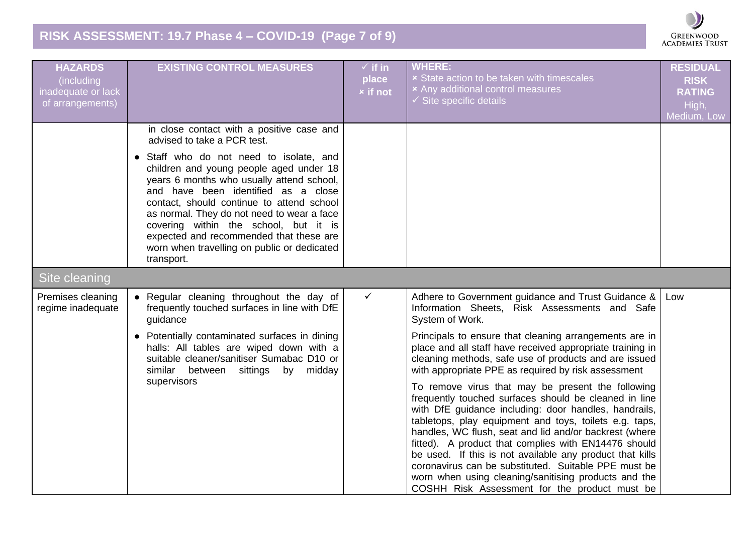| HAZARDS (including inadequate or lack of arrangements) | EXISTING CONTROL MEASURES | ✓ if in place × if not | WHERE: × State action to be taken with timescales × Any additional control measures ✓ Site specific details | RESIDUAL RISK RATING High, Medium, Low |
|---|---|---|---|---|
| | in close contact with a positive case and advised to take a PCR test.<br>• Staff who do not need to isolate, and children and young people aged under 18 years 6 months who usually attend school, and have been identified as a close contact, should continue to attend school as normal. They do not need to wear a face covering within the school, but it is expected and recommended that these are worn when travelling on public or dedicated transport. | | | |
| **Site cleaning** | | | | |
| Premises cleaning regime inadequate | • Regular cleaning throughout the day of frequently touched surfaces in line with DfE guidance<br>• Potentially contaminated surfaces in dining halls: All tables are wiped down with a suitable cleaner/sanitiser Sumabac D10 or similar between sittings by midday supervisors | ✓ | Adhere to Government guidance and Trust Guidance & Information Sheets, Risk Assessments and Safe System of Work.<br>Principals to ensure that cleaning arrangements are in place and all staff have received appropriate training in cleaning methods, safe use of products and are issued with appropriate PPE as required by risk assessment<br>To remove virus that may be present the following frequently touched surfaces should be cleaned in line with DfE guidance including: door handles, handrails, tabletops, play equipment and toys, toilets e.g. taps, handles, WC flush, seat and lid and/or backrest (where fitted). A product that complies with EN14476 should be used. If this is not available any product that kills coronavirus can be substituted. Suitable PPE must be worn when using cleaning/sanitising products and the COSHH Risk Assessment for the product must be | Low |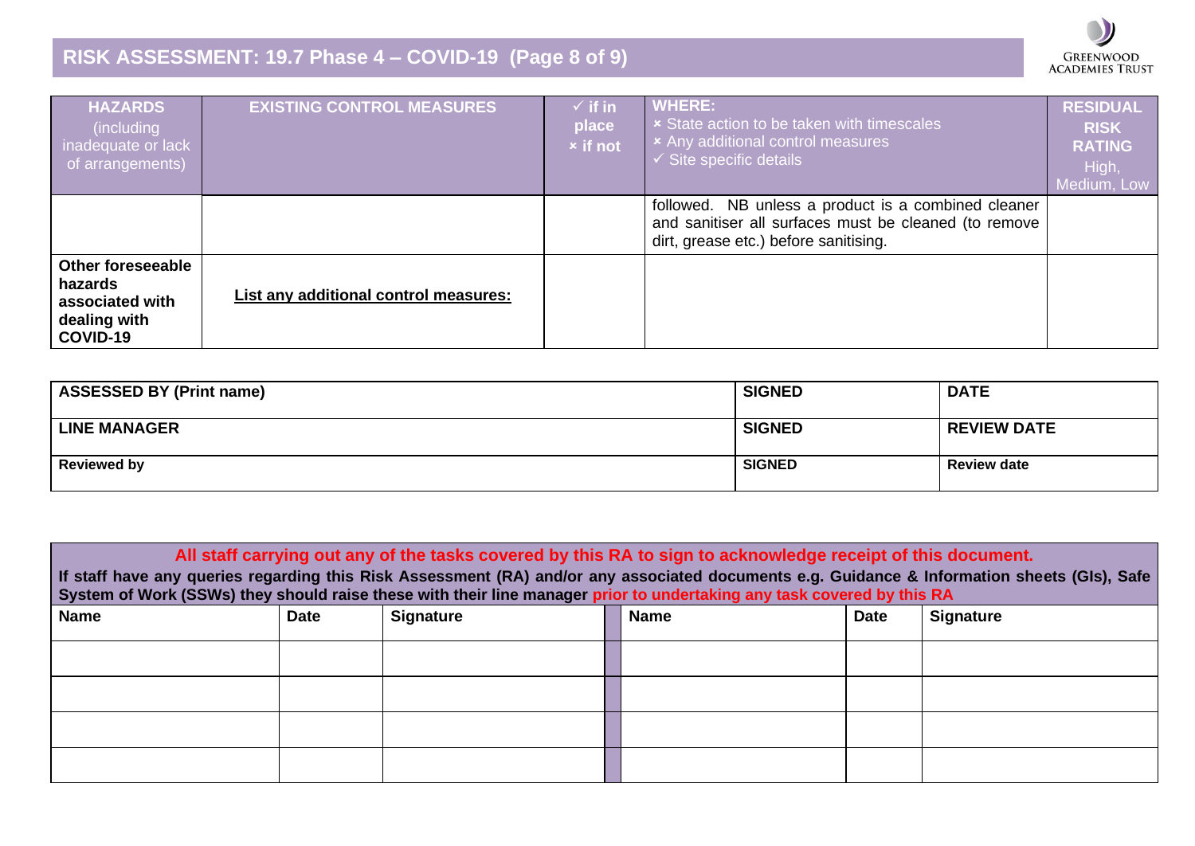# RISK ASSESSMENT: 19.7 Phase 4 – COVID-19

| HAZARDS (including inadequate or lack of arrangements) | EXISTING CONTROL MEASURES | ✓ if in place × if not | WHERE: × State action to be taken with timescales × Any additional control measures ✓ Site specific details | RESIDUAL RISK RATING High, Medium, Low |
|---|---|---|---|---|
| | | | followed. NB unless a product is a combined cleaner and sanitiser all surfaces must be cleaned (to remove dirt, grease etc.) before sanitising. | |
| **Other foreseeable hazards associated with dealing with COVID-19** | **List any additional control measures:** | | | |

| **ASSESSED BY (Print name)** | **SIGNED** | **DATE** |
|---|---|---|
| **LINE MANAGER** | **SIGNED** | **REVIEW DATE** |
| **Reviewed by** | **SIGNED** | **Review date** |

**All staff carrying out any of the tasks covered by this RA to sign to acknowledge receipt of this document.**

**If staff have any queries regarding this Risk Assessment (RA) and/or any associated documents e.g. Guidance & Information sheets (GIs), Safe System of Work (SSWs) they should raise these with their line manager prior to undertaking any task covered by this RA**

| Name | Date | Signature | | Name | Date | Signature |
|---|---|---|---|---|---|---|
| | | | | | | |
| | | | | | | |
| | | | | | | |
| | | | | | | |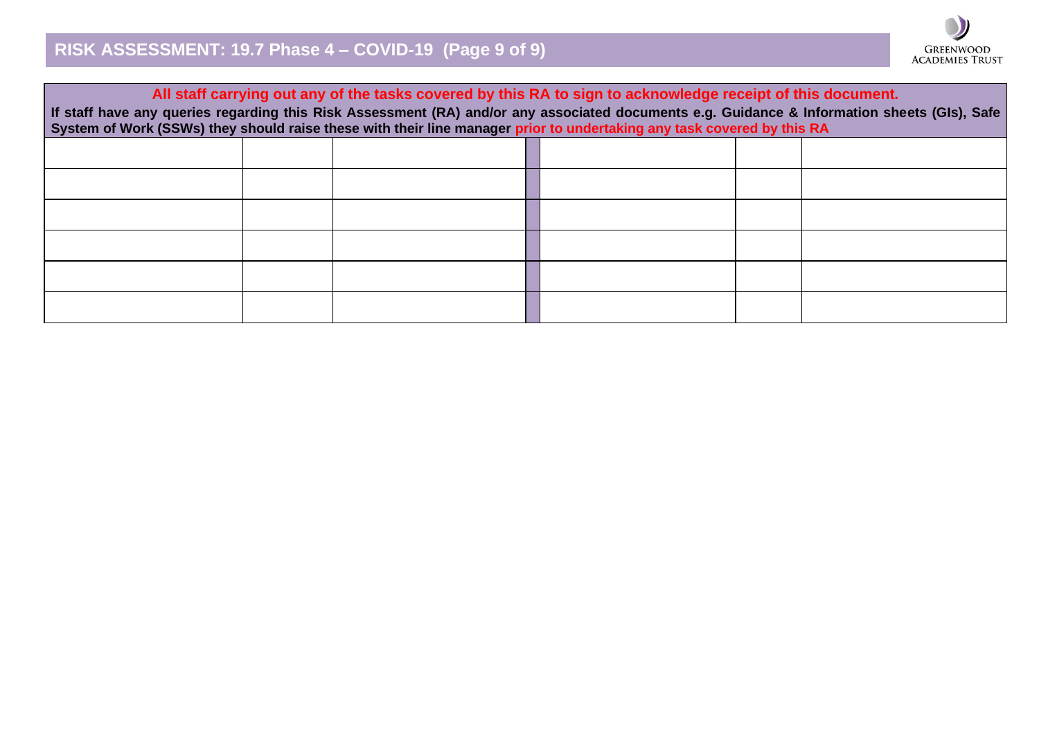**All staff carrying out any of the tasks covered by this RA to sign to acknowledge receipt of this document.**

**If staff have any queries regarding this Risk Assessment (RA) and/or any associated documents e.g. Guidance & Information sheets (GIs), Safe System of Work (SSWs) they should raise these with their line manager prior to undertaking any task covered by this RA**

| | | | | | | |
|---|---|---|---|---|---|---|
| | | | | | | |
| | | | | | | |
| | | | | | | |
| | | | | | | |
| | | | | | | |
| | | | | | | |